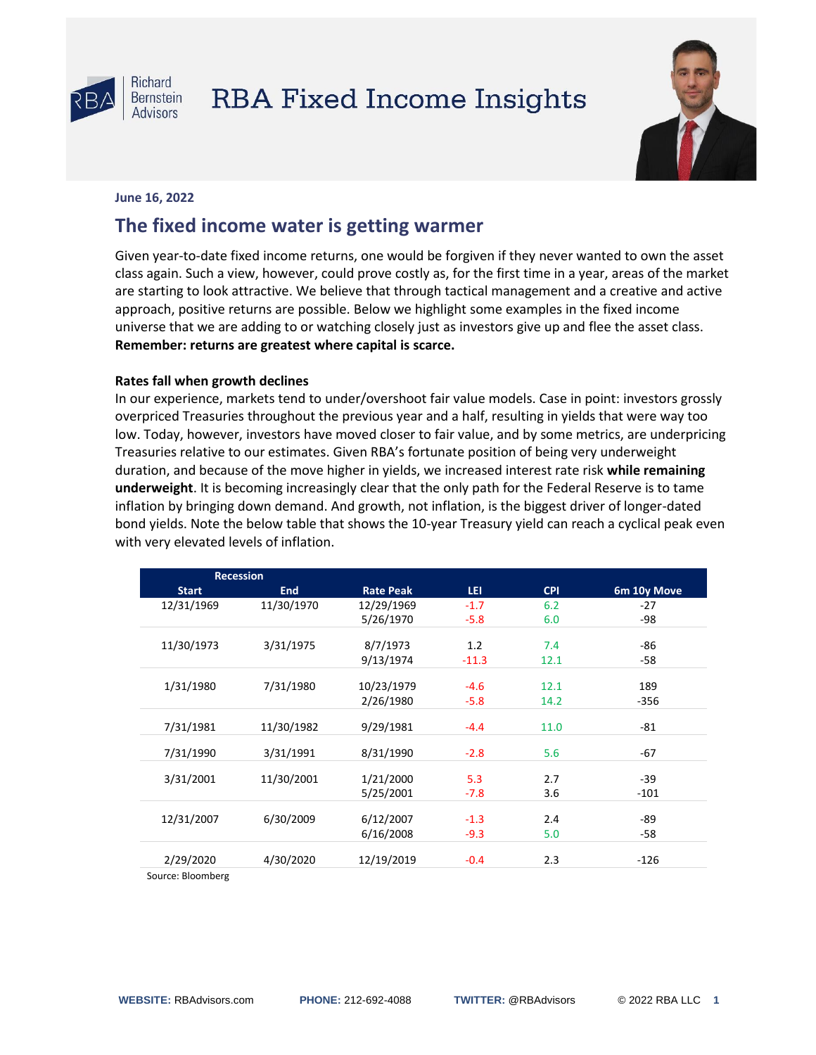RBA Richard Bernstein Advisors

# RBA Fixed Income Insights

**June 16, 2022**

## The fixed income water is getting warmer

Given year-to-date fixed income returns, one would be forgiven if they never wanted to own the asset class again. Such a view, however, could prove costly as, for the first time in a year, areas of the market are starting to look attractive. We believe that through tactical management and a creative and active approach, positive returns are possible. Below we highlight some examples in the fixed income universe that we are adding to or watching closely just as investors give up and flee the asset class. **Remember: returns are greatest where capital is scarce.**

**Rates fall when growth declines**

In our experience, markets tend to under/overshoot fair value models. Case in point: investors grossly overpriced Treasuries throughout the previous year and a half, resulting in yields that were way too low. Today, however, investors have moved closer to fair value, and by some metrics, are underpricing Treasuries relative to our estimates. Given RBA's fortunate position of being very underweight duration, and because of the move higher in yields, we increased interest rate risk **while remaining underweight**. It is becoming increasingly clear that the only path for the Federal Reserve is to tame inflation by bringing down demand. And growth, not inflation, is the biggest driver of longer-dated bond yields. Note the below table that shows the 10-year Treasury yield can reach a cyclical peak even with very elevated levels of inflation.

| Recession | | | | | |
|---|---|---|---|---|---|
| Start | End | Rate Peak | LEI | CPI | 6m 10y Move |
| 12/31/1969 | 11/30/1970 | 12/29/1969 | -1.7 | 6.2 | -27 |
| | | 5/26/1970 | -5.8 | 6.0 | -98 |
| 11/30/1973 | 3/31/1975 | 8/7/1973 | 1.2 | 7.4 | -86 |
| | | 9/13/1974 | -11.3 | 12.1 | -58 |
| 1/31/1980 | 7/31/1980 | 10/23/1979 | -4.6 | 12.1 | 189 |
| | | 2/26/1980 | -5.8 | 14.2 | -356 |
| 7/31/1981 | 11/30/1982 | 9/29/1981 | -4.4 | 11.0 | -81 |
| 7/31/1990 | 3/31/1991 | 8/31/1990 | -2.8 | 5.6 | -67 |
| 3/31/2001 | 11/30/2001 | 1/21/2000 | 5.3 | 2.7 | -39 |
| | | 5/25/2001 | -7.8 | 3.6 | -101 |
| 12/31/2007 | 6/30/2009 | 6/12/2007 | -1.3 | 2.4 | -89 |
| | | 6/16/2008 | -9.3 | 5.0 | -58 |
| 2/29/2020 | 4/30/2020 | 12/19/2019 | -0.4 | 2.3 | -126 |

Source: Bloomberg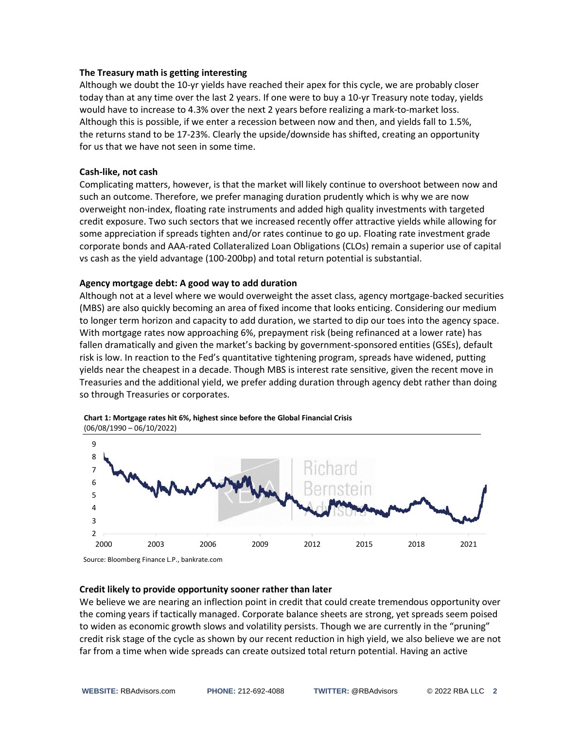**The Treasury math is getting interesting**

Although we doubt the 10-yr yields have reached their apex for this cycle, we are probably closer today than at any time over the last 2 years. If one were to buy a 10-yr Treasury note today, yields would have to increase to 4.3% over the next 2 years before realizing a mark-to-market loss. Although this is possible, if we enter a recession between now and then, and yields fall to 1.5%, the returns stand to be 17-23%. Clearly the upside/downside has shifted, creating an opportunity for us that we have not seen in some time.

**Cash-like, not cash**

Complicating matters, however, is that the market will likely continue to overshoot between now and such an outcome. Therefore, we prefer managing duration prudently which is why we are now overweight non-index, floating rate instruments and added high quality investments with targeted credit exposure. Two such sectors that we increased recently offer attractive yields while allowing for some appreciation if spreads tighten and/or rates continue to go up. Floating rate investment grade corporate bonds and AAA-rated Collateralized Loan Obligations (CLOs) remain a superior use of capital vs cash as the yield advantage (100-200bp) and total return potential is substantial.

**Agency mortgage debt: A good way to add duration**

Although not at a level where we would overweight the asset class, agency mortgage-backed securities (MBS) are also quickly becoming an area of fixed income that looks enticing. Considering our medium to longer term horizon and capacity to add duration, we started to dip our toes into the agency space. With mortgage rates now approaching 6%, prepayment risk (being refinanced at a lower rate) has fallen dramatically and given the market's backing by government-sponsored entities (GSEs), default risk is low. In reaction to the Fed's quantitative tightening program, spreads have widened, putting yields near the cheapest in a decade. Though MBS is interest rate sensitive, given the recent move in Treasuries and the additional yield, we prefer adding duration through agency debt rather than doing so through Treasuries or corporates.

**Chart 1: Mortgage rates hit 6%, highest since before the Global Financial Crisis**
(06/08/1990 – 06/10/2022)

Source: Bloomberg Finance L.P., bankrate.com

**Credit likely to provide opportunity sooner rather than later**

We believe we are nearing an inflection point in credit that could create tremendous opportunity over the coming years if tactically managed. Corporate balance sheets are strong, yet spreads seem poised to widen as economic growth slows and volatility persists. Though we are currently in the "pruning" credit risk stage of the cycle as shown by our recent reduction in high yield, we also believe we are not far from a time when wide spreads can create outsized total return potential. Having an active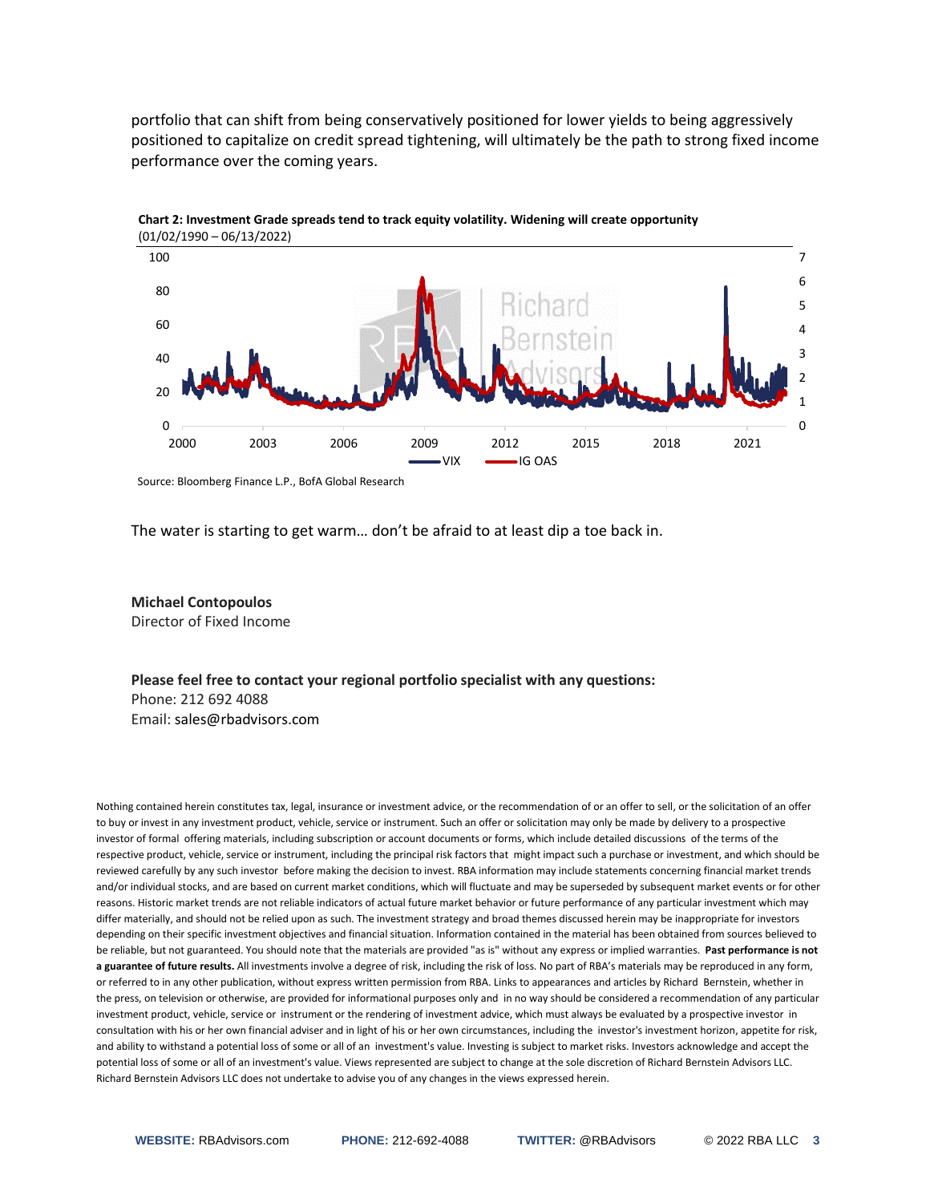portfolio that can shift from being conservatively positioned for lower yields to being aggressively positioned to capitalize on credit spread tightening, will ultimately be the path to strong fixed income performance over the coming years.

**Chart 2: Investment Grade spreads tend to track equity volatility. Widening will create opportunity**
(01/02/1990 – 06/13/2022)

100
80
60
40
20
0

7
6
5
4
3
2
1
0

2000 2003 2006 2009 2012 2015 2018 2021

VIX IG OAS

Source: Bloomberg Finance L.P., BofA Global Research

The water is starting to get warm… don't be afraid to at least dip a toe back in.

**Michael Contopoulos**
Director of Fixed Income

**Please feel free to contact your regional portfolio specialist with any questions:**
Phone: 212 692 4088
Email: sales@rbadvisors.com

Nothing contained herein constitutes tax, legal, insurance or investment advice, or the recommendation of or an offer to sell, or the solicitation of an offer to buy or invest in any investment product, vehicle, service or instrument. Such an offer or solicitation may only be made by delivery to a prospective investor of formal offering materials, including subscription or account documents or forms, which include detailed discussions of the terms of the respective product, vehicle, service or instrument, including the principal risk factors that might impact such a purchase or investment, and which should be reviewed carefully by any such investor before making the decision to invest. RBA information may include statements concerning financial market trends and/or individual stocks, and are based on current market conditions, which will fluctuate and may be superseded by subsequent market events or for other reasons. Historic market trends are not reliable indicators of actual future market behavior or future performance of any particular investment which may differ materially, and should not be relied upon as such. The investment strategy and broad themes discussed herein may be inappropriate for investors depending on their specific investment objectives and financial situation. Information contained in the material has been obtained from sources believed to be reliable, but not guaranteed. You should note that the materials are provided "as is" without any express or implied warranties. **Past performance is not a guarantee of future results.** All investments involve a degree of risk, including the risk of loss. No part of RBA's materials may be reproduced in any form, or referred to in any other publication, without express written permission from RBA. Links to appearances and articles by Richard Bernstein, whether in the press, on television or otherwise, are provided for informational purposes only and in no way should be considered a recommendation of any particular investment product, vehicle, service or instrument or the rendering of investment advice, which must always be evaluated by a prospective investor in consultation with his or her own financial adviser and in light of his or her own circumstances, including the investor's investment horizon, appetite for risk, and ability to withstand a potential loss of some or all of an investment's value. Investing is subject to market risks. Investors acknowledge and accept the potential loss of some or all of an investment's value. Views represented are subject to change at the sole discretion of Richard Bernstein Advisors LLC. Richard Bernstein Advisors LLC does not undertake to advise you of any changes in the views expressed herein.